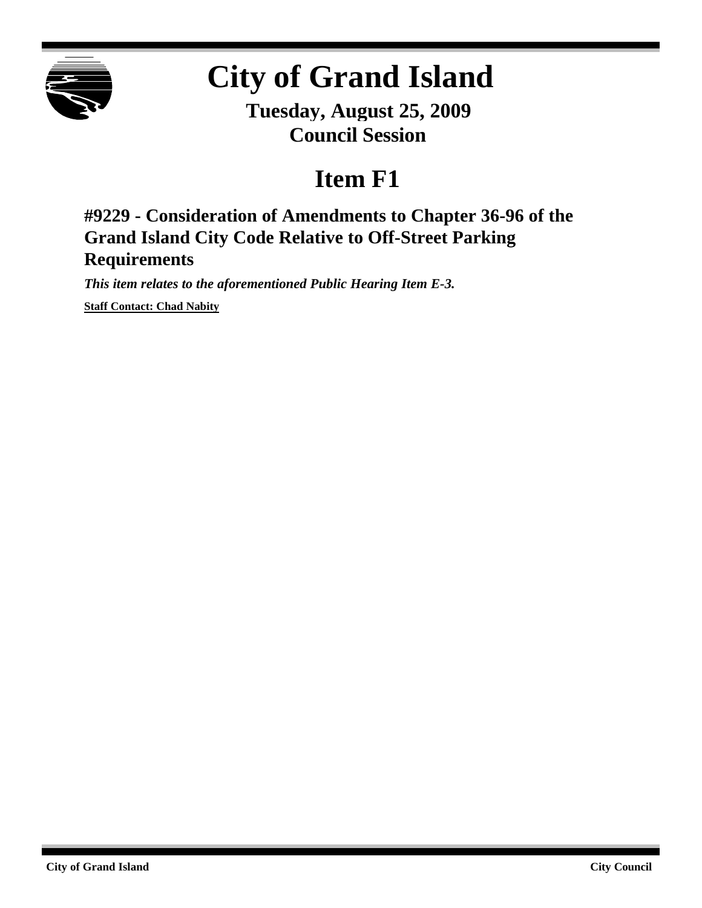# City of Grand Island

**Tuesday, August 25, 2009**
**Council Session**

## Item F1

### #9229 - Consideration of Amendments to Chapter 36-96 of the Grand Island City Code Relative to Off-Street Parking Requirements

***This item relates to the aforementioned Public Hearing Item E-3.***

**Staff Contact: Chad Nabity**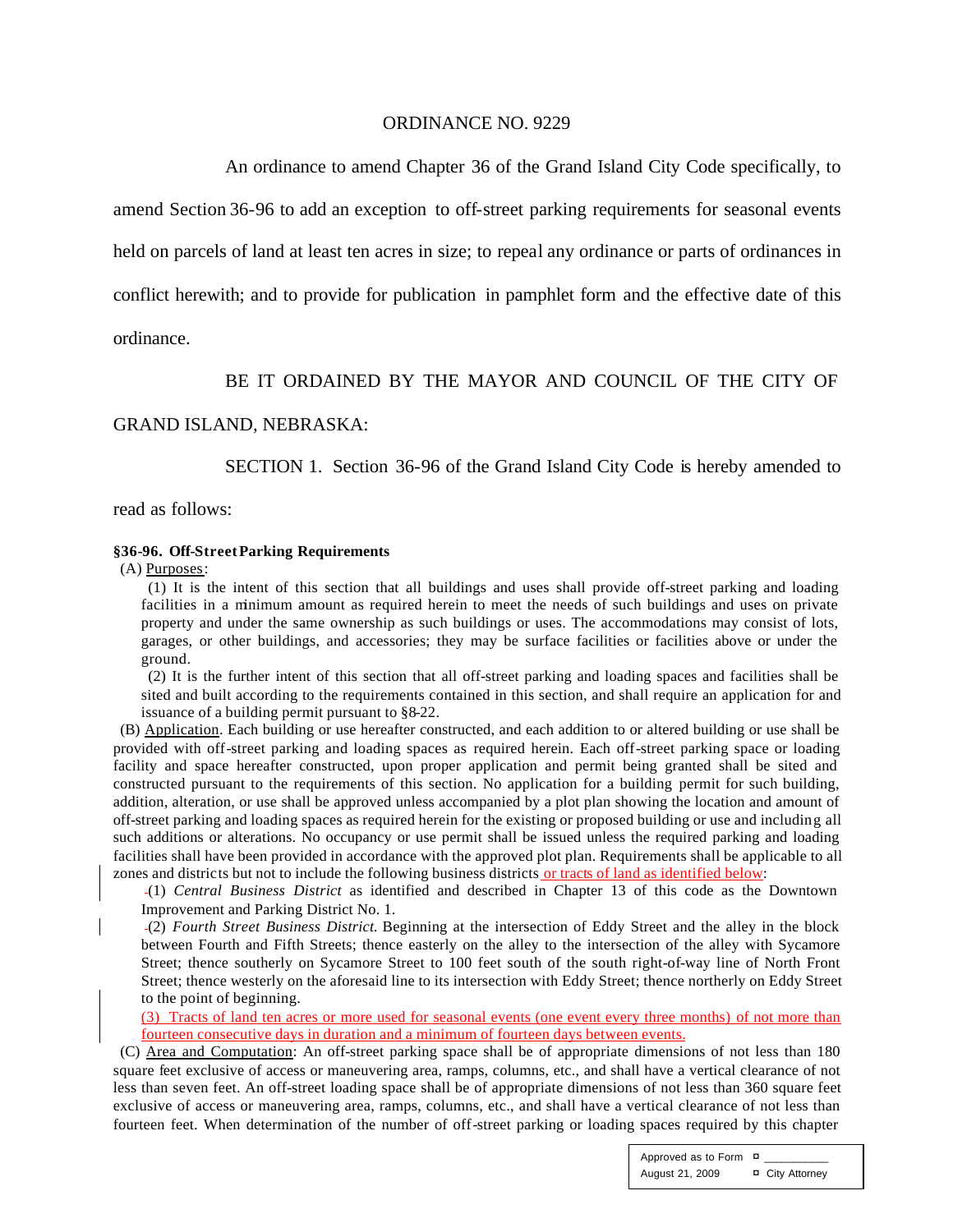ORDINANCE NO. 9229

An ordinance to amend Chapter 36 of the Grand Island City Code specifically, to amend Section 36-96 to add an exception to off-street parking requirements for seasonal events held on parcels of land at least ten acres in size; to repeal any ordinance or parts of ordinances in conflict herewith; and to provide for publication in pamphlet form and the effective date of this ordinance.

BE IT ORDAINED BY THE MAYOR AND COUNCIL OF THE CITY OF GRAND ISLAND, NEBRASKA:

SECTION 1. Section 36-96 of the Grand Island City Code is hereby amended to read as follows:

**§36-96. Off-Street Parking Requirements**

(A) Purposes:

(1) It is the intent of this section that all buildings and uses shall provide off-street parking and loading facilities in a minimum amount as required herein to meet the needs of such buildings and uses on private property and under the same ownership as such buildings or uses. The accommodations may consist of lots, garages, or other buildings, and accessories; they may be surface facilities or facilities above or under the ground.

(2) It is the further intent of this section that all off-street parking and loading spaces and facilities shall be sited and built according to the requirements contained in this section, and shall require an application for and issuance of a building permit pursuant to §8-22.

(B) Application. Each building or use hereafter constructed, and each addition to or altered building or use shall be provided with off-street parking and loading spaces as required herein. Each off-street parking space or loading facility and space hereafter constructed, upon proper application and permit being granted shall be sited and constructed pursuant to the requirements of this section. No application for a building permit for such building, addition, alteration, or use shall be approved unless accompanied by a plot plan showing the location and amount of off-street parking and loading spaces as required herein for the existing or proposed building or use and including all such additions or alterations. No occupancy or use permit shall be issued unless the required parking and loading facilities shall have been provided in accordance with the approved plot plan. Requirements shall be applicable to all zones and districts but not to include the following business districts or tracts of land as identified below:

(1) *Central Business District* as identified and described in Chapter 13 of this code as the Downtown Improvement and Parking District No. 1.

(2) *Fourth Street Business District.* Beginning at the intersection of Eddy Street and the alley in the block between Fourth and Fifth Streets; thence easterly on the alley to the intersection of the alley with Sycamore Street; thence southerly on Sycamore Street to 100 feet south of the south right-of-way line of North Front Street; thence westerly on the aforesaid line to its intersection with Eddy Street; thence northerly on Eddy Street to the point of beginning.

(3) Tracts of land ten acres or more used for seasonal events (one event every three months) of not more than fourteen consecutive days in duration and a minimum of fourteen days between events.

(C) Area and Computation: An off-street parking space shall be of appropriate dimensions of not less than 180 square feet exclusive of access or maneuvering area, ramps, columns, etc., and shall have a vertical clearance of not less than seven feet. An off-street loading space shall be of appropriate dimensions of not less than 360 square feet exclusive of access or maneuvering area, ramps, columns, etc., and shall have a vertical clearance of not less than fourteen feet. When determination of the number of off-street parking or loading spaces required by this chapter

Approved as to Form ¤ __________
August 21, 2009 ¤ City Attorney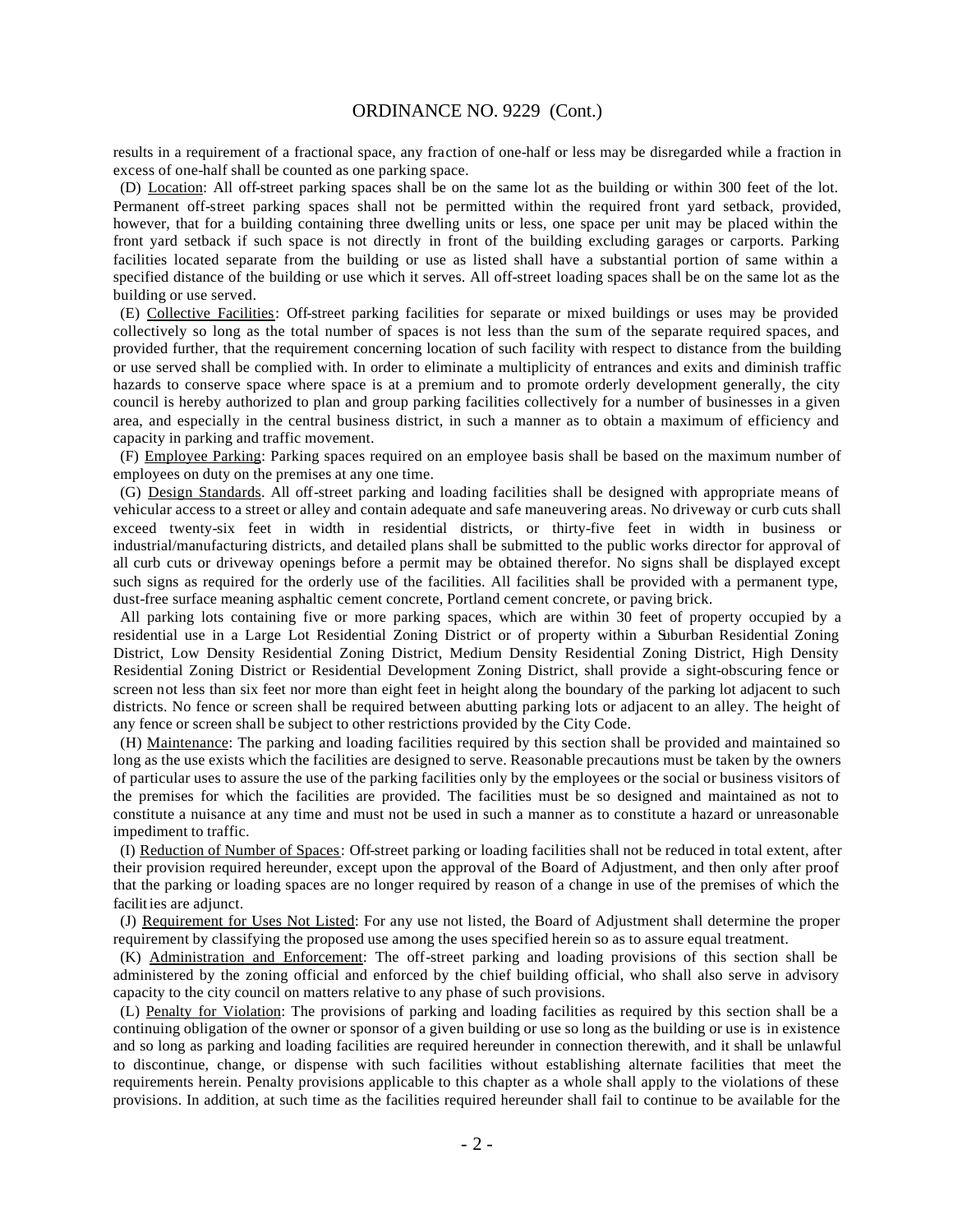results in a requirement of a fractional space, any fraction of one-half or less may be disregarded while a fraction in excess of one-half shall be counted as one parking space.

(D) Location: All off-street parking spaces shall be on the same lot as the building or within 300 feet of the lot. Permanent off-street parking spaces shall not be permitted within the required front yard setback, provided, however, that for a building containing three dwelling units or less, one space per unit may be placed within the front yard setback if such space is not directly in front of the building excluding garages or carports. Parking facilities located separate from the building or use as listed shall have a substantial portion of same within a specified distance of the building or use which it serves. All off-street loading spaces shall be on the same lot as the building or use served.

(E) Collective Facilities: Off-street parking facilities for separate or mixed buildings or uses may be provided collectively so long as the total number of spaces is not less than the sum of the separate required spaces, and provided further, that the requirement concerning location of such facility with respect to distance from the building or use served shall be complied with. In order to eliminate a multiplicity of entrances and exits and diminish traffic hazards to conserve space where space is at a premium and to promote orderly development generally, the city council is hereby authorized to plan and group parking facilities collectively for a number of businesses in a given area, and especially in the central business district, in such a manner as to obtain a maximum of efficiency and capacity in parking and traffic movement.

(F) Employee Parking: Parking spaces required on an employee basis shall be based on the maximum number of employees on duty on the premises at any one time.

(G) Design Standards. All off-street parking and loading facilities shall be designed with appropriate means of vehicular access to a street or alley and contain adequate and safe maneuvering areas. No driveway or curb cuts shall exceed twenty-six feet in width in residential districts, or thirty-five feet in width in business or industrial/manufacturing districts, and detailed plans shall be submitted to the public works director for approval of all curb cuts or driveway openings before a permit may be obtained therefor. No signs shall be displayed except such signs as required for the orderly use of the facilities. All facilities shall be provided with a permanent type, dust-free surface meaning asphaltic cement concrete, Portland cement concrete, or paving brick.

All parking lots containing five or more parking spaces, which are within 30 feet of property occupied by a residential use in a Large Lot Residential Zoning District or of property within a Suburban Residential Zoning District, Low Density Residential Zoning District, Medium Density Residential Zoning District, High Density Residential Zoning District or Residential Development Zoning District, shall provide a sight-obscuring fence or screen not less than six feet nor more than eight feet in height along the boundary of the parking lot adjacent to such districts. No fence or screen shall be required between abutting parking lots or adjacent to an alley. The height of any fence or screen shall be subject to other restrictions provided by the City Code.

(H) Maintenance: The parking and loading facilities required by this section shall be provided and maintained so long as the use exists which the facilities are designed to serve. Reasonable precautions must be taken by the owners of particular uses to assure the use of the parking facilities only by the employees or the social or business visitors of the premises for which the facilities are provided. The facilities must be so designed and maintained as not to constitute a nuisance at any time and must not be used in such a manner as to constitute a hazard or unreasonable impediment to traffic.

(I) Reduction of Number of Spaces: Off-street parking or loading facilities shall not be reduced in total extent, after their provision required hereunder, except upon the approval of the Board of Adjustment, and then only after proof that the parking or loading spaces are no longer required by reason of a change in use of the premises of which the facilities are adjunct.

(J) Requirement for Uses Not Listed: For any use not listed, the Board of Adjustment shall determine the proper requirement by classifying the proposed use among the uses specified herein so as to assure equal treatment.

(K) Administration and Enforcement: The off-street parking and loading provisions of this section shall be administered by the zoning official and enforced by the chief building official, who shall also serve in advisory capacity to the city council on matters relative to any phase of such provisions.

(L) Penalty for Violation: The provisions of parking and loading facilities as required by this section shall be a continuing obligation of the owner or sponsor of a given building or use so long as the building or use is in existence and so long as parking and loading facilities are required hereunder in connection therewith, and it shall be unlawful to discontinue, change, or dispense with such facilities without establishing alternate facilities that meet the requirements herein. Penalty provisions applicable to this chapter as a whole shall apply to the violations of these provisions. In addition, at such time as the facilities required hereunder shall fail to continue to be available for the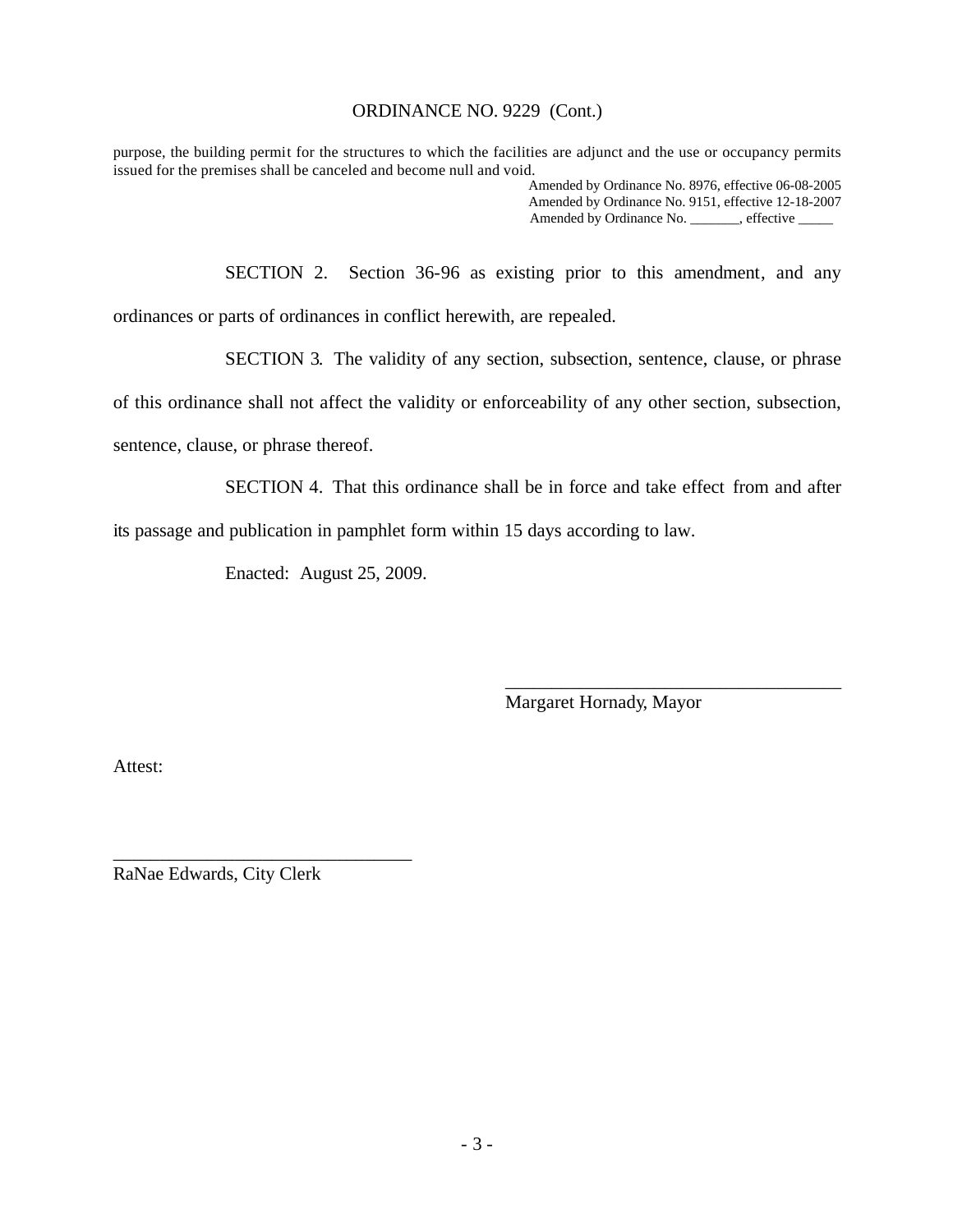ORDINANCE NO. 9229 (Cont.)

purpose, the building permit for the structures to which the facilities are adjunct and the use or occupancy permits issued for the premises shall be canceled and become null and void.

Amended by Ordinance No. 8976, effective 06-08-2005
Amended by Ordinance No. 9151, effective 12-18-2007
Amended by Ordinance No. _______, effective _____

SECTION 2. Section 36-96 as existing prior to this amendment, and any ordinances or parts of ordinances in conflict herewith, are repealed.

SECTION 3. The validity of any section, subsection, sentence, clause, or phrase of this ordinance shall not affect the validity or enforceability of any other section, subsection, sentence, clause, or phrase thereof.

SECTION 4. That this ordinance shall be in force and take effect from and after its passage and publication in pamphlet form within 15 days according to law.

Enacted: August 25, 2009.

_____________________________________
Margaret Hornady, Mayor

Attest:

_______________________________
RaNae Edwards, City Clerk